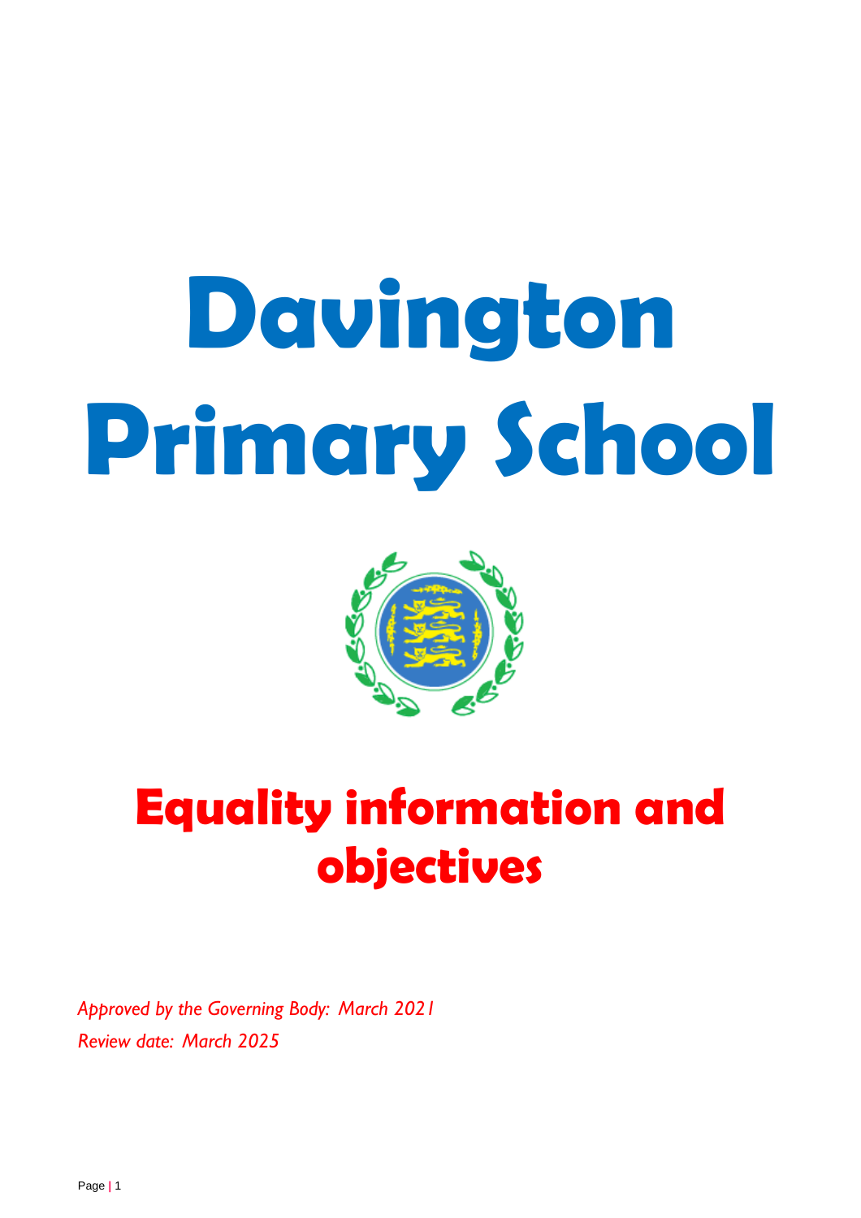# Davington Primary School

# Equality information and objectives

*Approved by the Governing Body: March 2021*

*Review date: March 2025*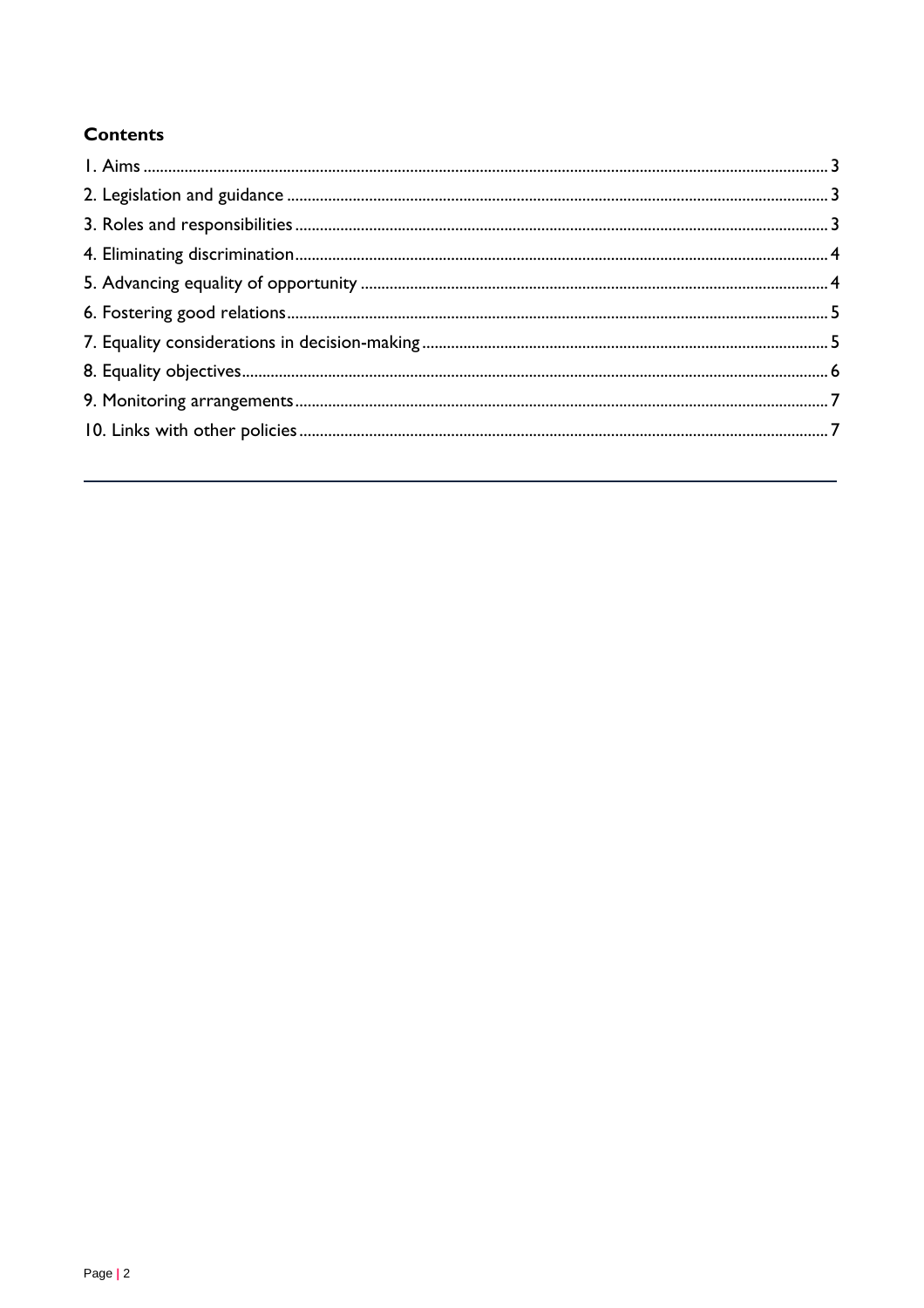**Contents**

1. Aims ..... 3
2. Legislation and guidance ..... 3
3. Roles and responsibilities ..... 3
4. Eliminating discrimination ..... 4
5. Advancing equality of opportunity ..... 4
6. Fostering good relations ..... 5
7. Equality considerations in decision-making ..... 5
8. Equality objectives ..... 6
9. Monitoring arrangements ..... 7
10. Links with other policies ..... 7

---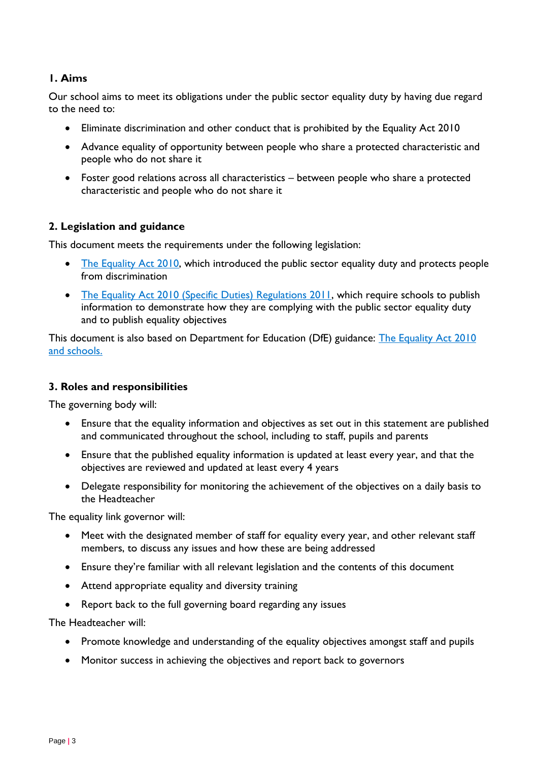## 1. Aims

Our school aims to meet its obligations under the public sector equality duty by having due regard to the need to:

- Eliminate discrimination and other conduct that is prohibited by the Equality Act 2010
- Advance equality of opportunity between people who share a protected characteristic and people who do not share it
- Foster good relations across all characteristics – between people who share a protected characteristic and people who do not share it

## 2. Legislation and guidance

This document meets the requirements under the following legislation:

- The Equality Act 2010, which introduced the public sector equality duty and protects people from discrimination
- The Equality Act 2010 (Specific Duties) Regulations 2011, which require schools to publish information to demonstrate how they are complying with the public sector equality duty and to publish equality objectives

This document is also based on Department for Education (DfE) guidance: The Equality Act 2010 and schools.

## 3. Roles and responsibilities

The governing body will:

- Ensure that the equality information and objectives as set out in this statement are published and communicated throughout the school, including to staff, pupils and parents
- Ensure that the published equality information is updated at least every year, and that the objectives are reviewed and updated at least every 4 years
- Delegate responsibility for monitoring the achievement of the objectives on a daily basis to the Headteacher

The equality link governor will:

- Meet with the designated member of staff for equality every year, and other relevant staff members, to discuss any issues and how these are being addressed
- Ensure they're familiar with all relevant legislation and the contents of this document
- Attend appropriate equality and diversity training
- Report back to the full governing board regarding any issues

The Headteacher will:

- Promote knowledge and understanding of the equality objectives amongst staff and pupils
- Monitor success in achieving the objectives and report back to governors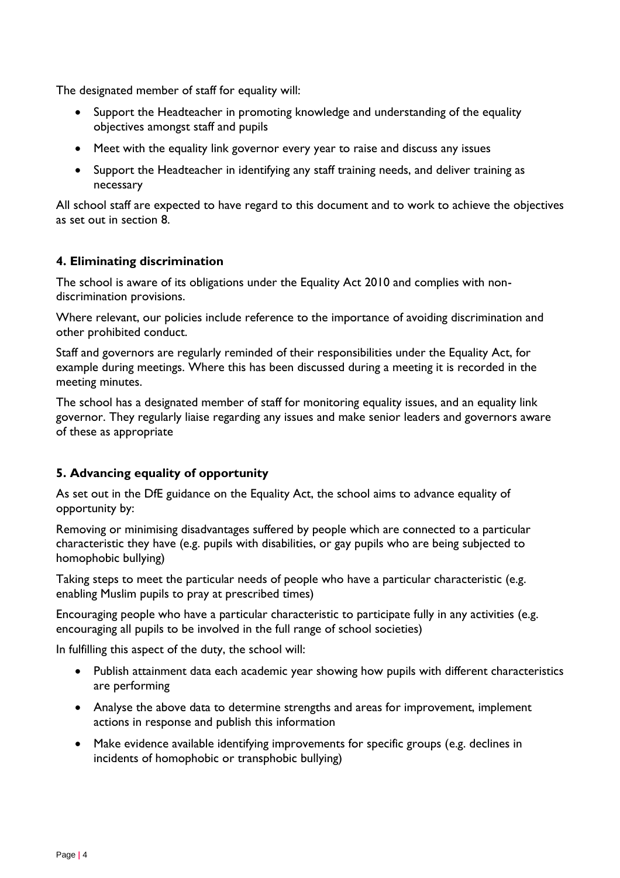The designated member of staff for equality will:

- Support the Headteacher in promoting knowledge and understanding of the equality objectives amongst staff and pupils
- Meet with the equality link governor every year to raise and discuss any issues
- Support the Headteacher in identifying any staff training needs, and deliver training as necessary

All school staff are expected to have regard to this document and to work to achieve the objectives as set out in section 8.

## 4. Eliminating discrimination

The school is aware of its obligations under the Equality Act 2010 and complies with non-discrimination provisions.

Where relevant, our policies include reference to the importance of avoiding discrimination and other prohibited conduct.

Staff and governors are regularly reminded of their responsibilities under the Equality Act, for example during meetings. Where this has been discussed during a meeting it is recorded in the meeting minutes.

The school has a designated member of staff for monitoring equality issues, and an equality link governor. They regularly liaise regarding any issues and make senior leaders and governors aware of these as appropriate

## 5. Advancing equality of opportunity

As set out in the DfE guidance on the Equality Act, the school aims to advance equality of opportunity by:

Removing or minimising disadvantages suffered by people which are connected to a particular characteristic they have (e.g. pupils with disabilities, or gay pupils who are being subjected to homophobic bullying)

Taking steps to meet the particular needs of people who have a particular characteristic (e.g. enabling Muslim pupils to pray at prescribed times)

Encouraging people who have a particular characteristic to participate fully in any activities (e.g. encouraging all pupils to be involved in the full range of school societies)

In fulfilling this aspect of the duty, the school will:

- Publish attainment data each academic year showing how pupils with different characteristics are performing
- Analyse the above data to determine strengths and areas for improvement, implement actions in response and publish this information
- Make evidence available identifying improvements for specific groups (e.g. declines in incidents of homophobic or transphobic bullying)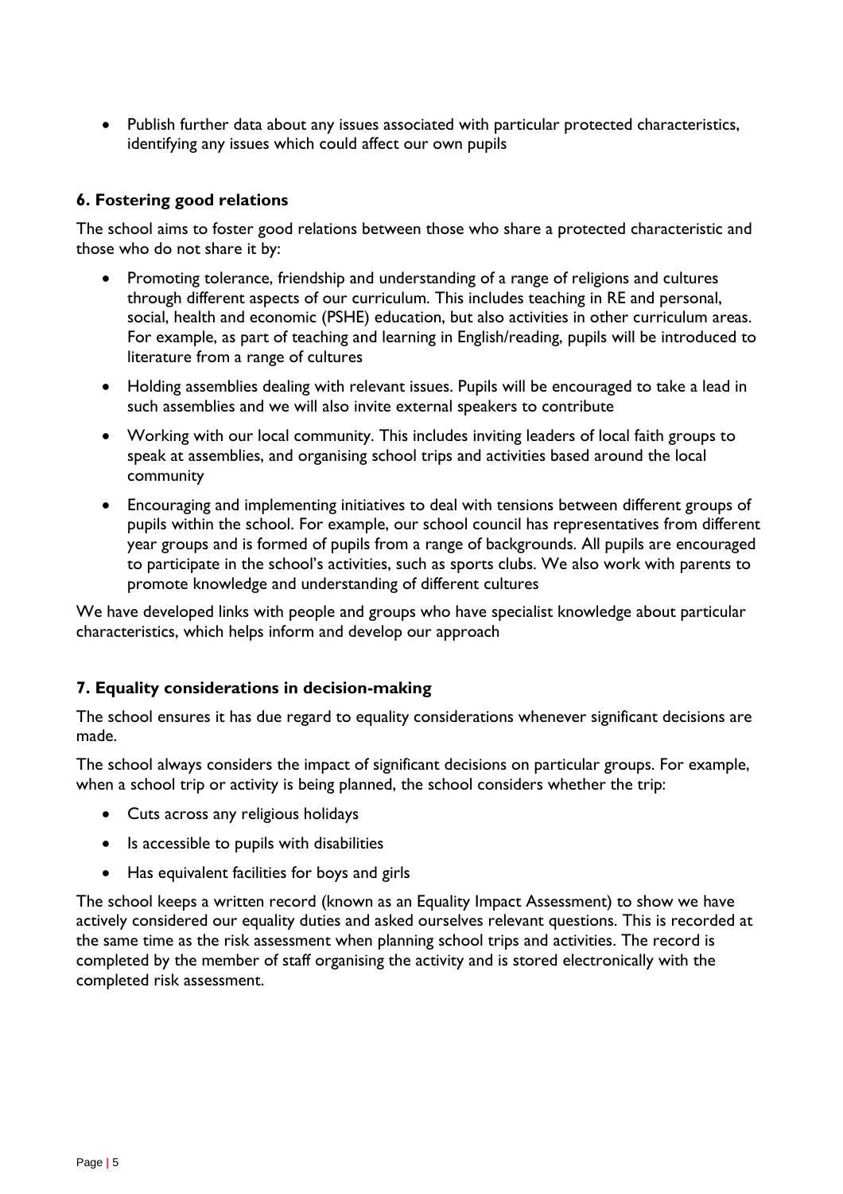- Publish further data about any issues associated with particular protected characteristics, identifying any issues which could affect our own pupils

## 6. Fostering good relations

The school aims to foster good relations between those who share a protected characteristic and those who do not share it by:

- Promoting tolerance, friendship and understanding of a range of religions and cultures through different aspects of our curriculum. This includes teaching in RE and personal, social, health and economic (PSHE) education, but also activities in other curriculum areas. For example, as part of teaching and learning in English/reading, pupils will be introduced to literature from a range of cultures
- Holding assemblies dealing with relevant issues. Pupils will be encouraged to take a lead in such assemblies and we will also invite external speakers to contribute
- Working with our local community. This includes inviting leaders of local faith groups to speak at assemblies, and organising school trips and activities based around the local community
- Encouraging and implementing initiatives to deal with tensions between different groups of pupils within the school. For example, our school council has representatives from different year groups and is formed of pupils from a range of backgrounds. All pupils are encouraged to participate in the school's activities, such as sports clubs. We also work with parents to promote knowledge and understanding of different cultures

We have developed links with people and groups who have specialist knowledge about particular characteristics, which helps inform and develop our approach

## 7. Equality considerations in decision-making

The school ensures it has due regard to equality considerations whenever significant decisions are made.

The school always considers the impact of significant decisions on particular groups. For example, when a school trip or activity is being planned, the school considers whether the trip:

- Cuts across any religious holidays
- Is accessible to pupils with disabilities
- Has equivalent facilities for boys and girls

The school keeps a written record (known as an Equality Impact Assessment) to show we have actively considered our equality duties and asked ourselves relevant questions. This is recorded at the same time as the risk assessment when planning school trips and activities. The record is completed by the member of staff organising the activity and is stored electronically with the completed risk assessment.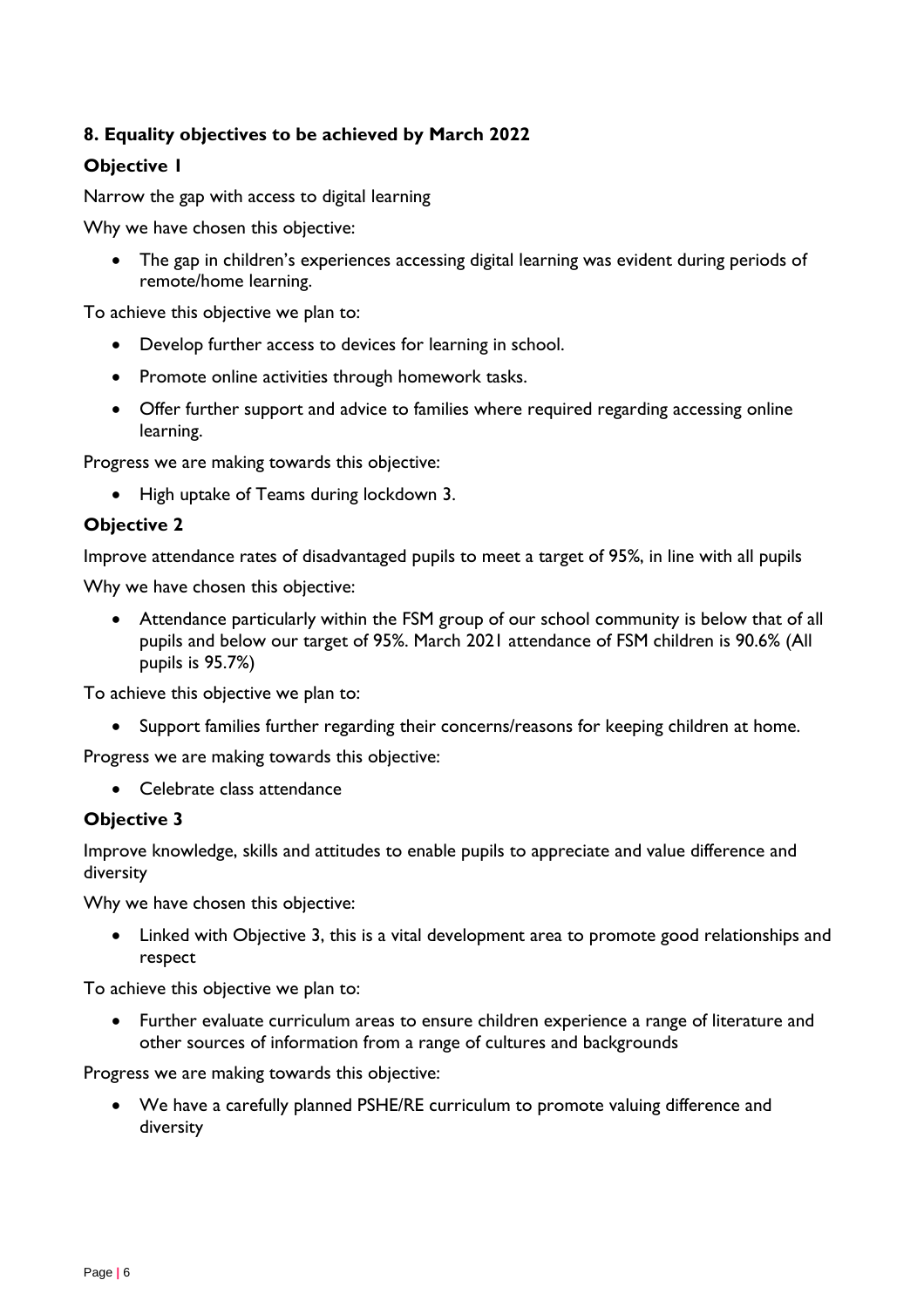## 8. Equality objectives to be achieved by March 2022

### Objective 1

Narrow the gap with access to digital learning

Why we have chosen this objective:

- The gap in children's experiences accessing digital learning was evident during periods of remote/home learning.

To achieve this objective we plan to:

- Develop further access to devices for learning in school.
- Promote online activities through homework tasks.
- Offer further support and advice to families where required regarding accessing online learning.

Progress we are making towards this objective:

- High uptake of Teams during lockdown 3.

### Objective 2

Improve attendance rates of disadvantaged pupils to meet a target of 95%, in line with all pupils

Why we have chosen this objective:

- Attendance particularly within the FSM group of our school community is below that of all pupils and below our target of 95%. March 2021 attendance of FSM children is 90.6% (All pupils is 95.7%)

To achieve this objective we plan to:

- Support families further regarding their concerns/reasons for keeping children at home.

Progress we are making towards this objective:

- Celebrate class attendance

### Objective 3

Improve knowledge, skills and attitudes to enable pupils to appreciate and value difference and diversity

Why we have chosen this objective:

- Linked with Objective 3, this is a vital development area to promote good relationships and respect

To achieve this objective we plan to:

- Further evaluate curriculum areas to ensure children experience a range of literature and other sources of information from a range of cultures and backgrounds

Progress we are making towards this objective:

- We have a carefully planned PSHE/RE curriculum to promote valuing difference and diversity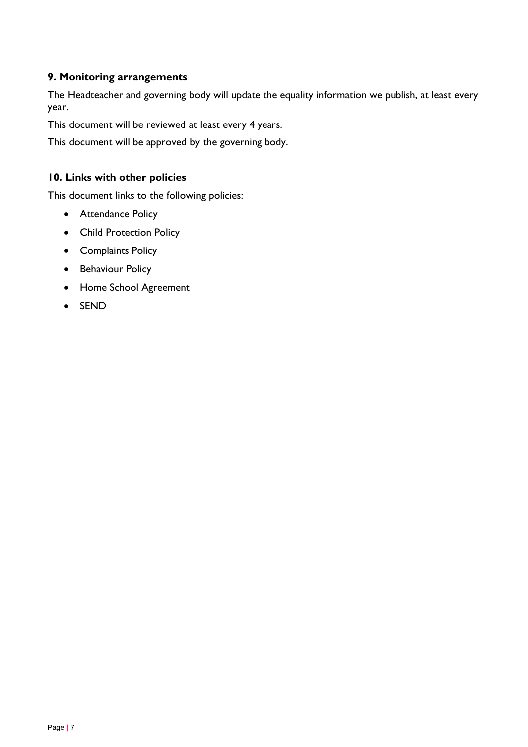### 9. Monitoring arrangements

The Headteacher and governing body will update the equality information we publish, at least every year.

This document will be reviewed at least every 4 years.

This document will be approved by the governing body.

### 10. Links with other policies

This document links to the following policies:

- Attendance Policy
- Child Protection Policy
- Complaints Policy
- Behaviour Policy
- Home School Agreement
- SEND